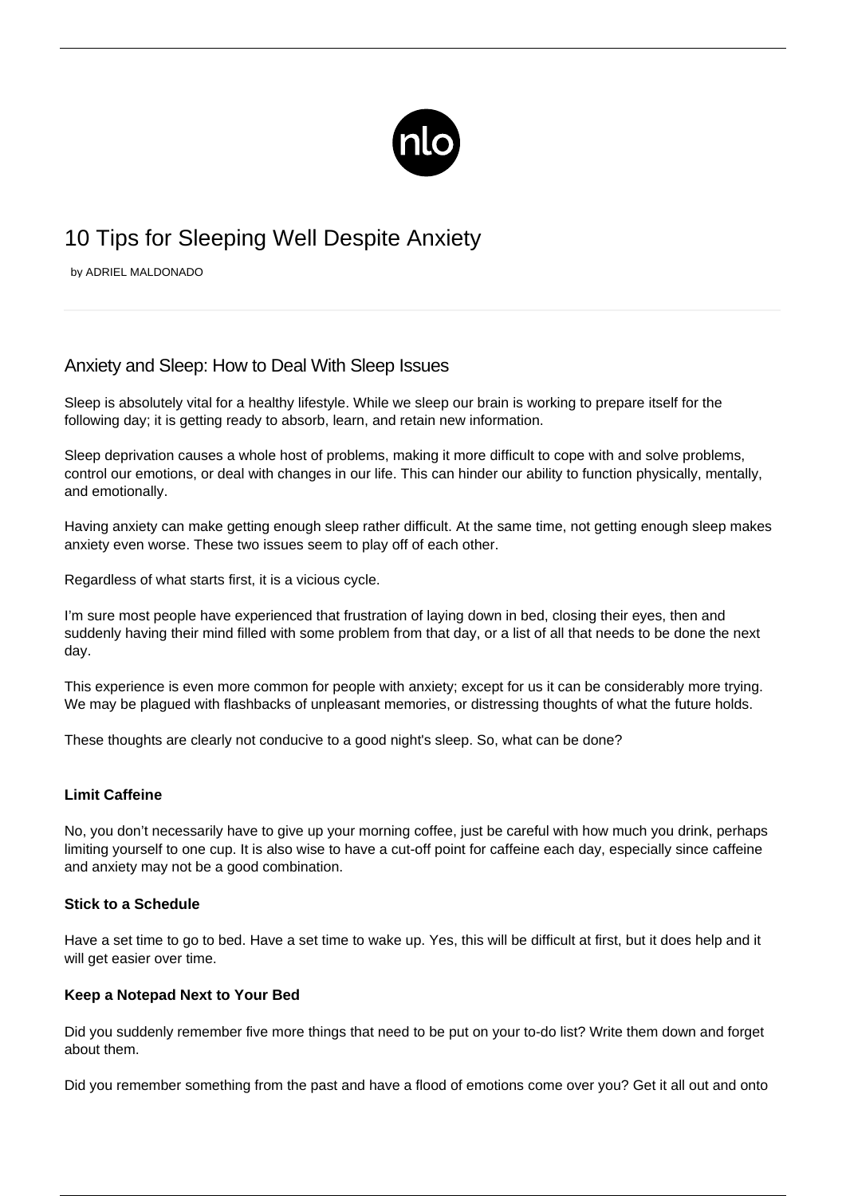# 10 Tips for Sleeping Well Despite Anxiety

by ADRIEL MALDONADO

## Anxiety and Sleep: How to Deal With Sleep Issues

Sleep is absolutely vital for a healthy lifestyle. While we sleep our brain is working to prepare itself for the following day; it is getting ready to absorb, learn, and retain new information.

Sleep deprivation causes a whole host of problems, making it more difficult to cope with and solve problems, control our emotions, or deal with changes in our life. This can hinder our ability to function physically, mentally, and emotionally.

Having anxiety can make getting enough sleep rather difficult. At the same time, not getting enough sleep makes anxiety even worse. These two issues seem to play off of each other.

Regardless of what starts first, it is a vicious cycle.

I'm sure most people have experienced that frustration of laying down in bed, closing their eyes, then and suddenly having their mind filled with some problem from that day, or a list of all that needs to be done the next day.

This experience is even more common for people with anxiety; except for us it can be considerably more trying. We may be plagued with flashbacks of unpleasant memories, or distressing thoughts of what the future holds.

These thoughts are clearly not conducive to a good night's sleep. So, what can be done?

**Limit Caffeine**

No, you don't necessarily have to give up your morning coffee, just be careful with how much you drink, perhaps limiting yourself to one cup. It is also wise to have a cut-off point for caffeine each day, especially since caffeine and anxiety may not be a good combination.

**Stick to a Schedule**

Have a set time to go to bed. Have a set time to wake up. Yes, this will be difficult at first, but it does help and it will get easier over time.

**Keep a Notepad Next to Your Bed**

Did you suddenly remember five more things that need to be put on your to-do list? Write them down and forget about them.

Did you remember something from the past and have a flood of emotions come over you? Get it all out and onto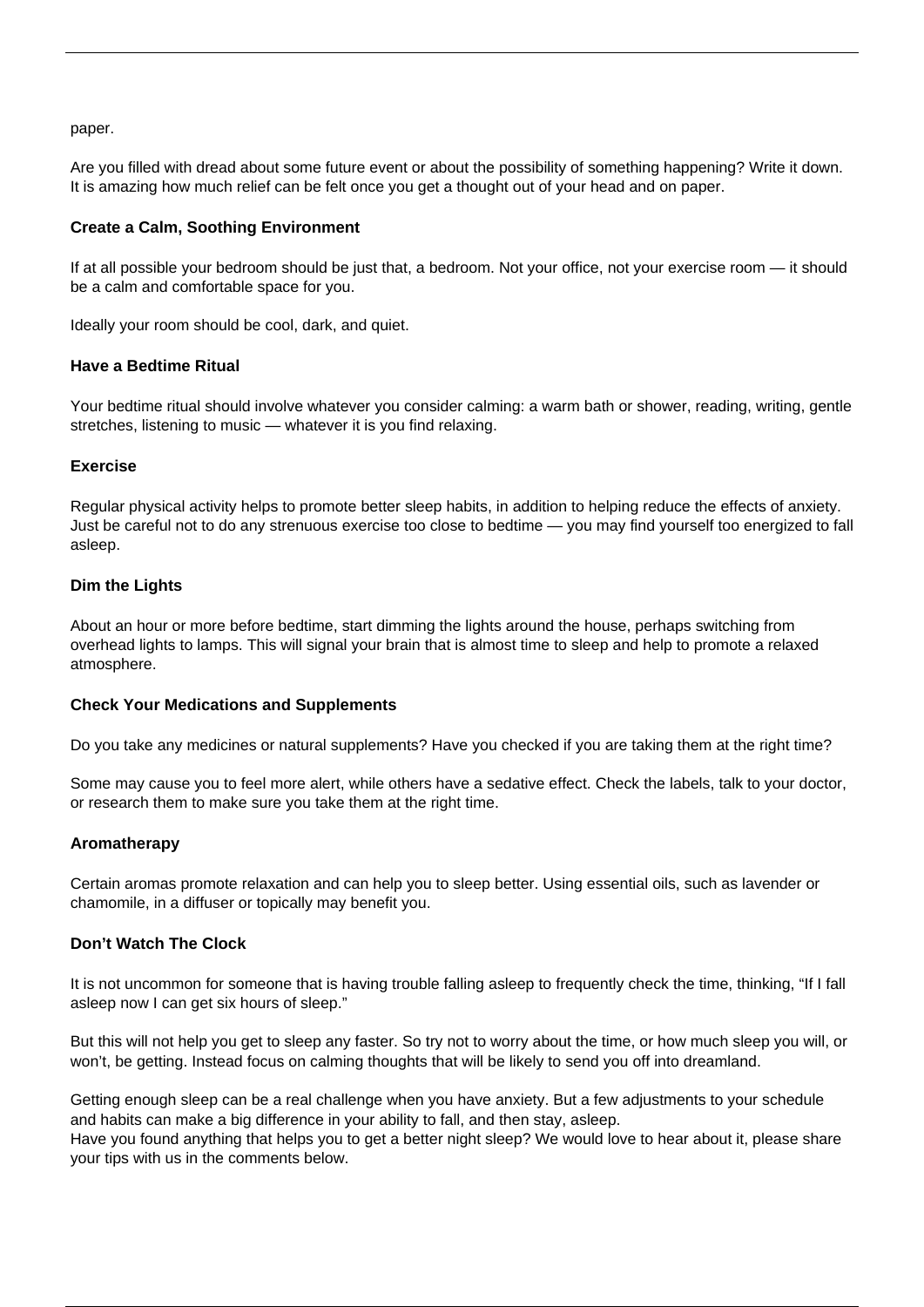paper.

Are you filled with dread about some future event or about the possibility of something happening? Write it down. It is amazing how much relief can be felt once you get a thought out of your head and on paper.

**Create a Calm, Soothing Environment**

If at all possible your bedroom should be just that, a bedroom. Not your office, not your exercise room — it should be a calm and comfortable space for you.

Ideally your room should be cool, dark, and quiet.

**Have a Bedtime Ritual**

Your bedtime ritual should involve whatever you consider calming: a warm bath or shower, reading, writing, gentle stretches, listening to music — whatever it is you find relaxing.

**Exercise**

Regular physical activity helps to promote better sleep habits, in addition to helping reduce the effects of anxiety. Just be careful not to do any strenuous exercise too close to bedtime — you may find yourself too energized to fall asleep.

**Dim the Lights**

About an hour or more before bedtime, start dimming the lights around the house, perhaps switching from overhead lights to lamps. This will signal your brain that is almost time to sleep and help to promote a relaxed atmosphere.

**Check Your Medications and Supplements**

Do you take any medicines or natural supplements? Have you checked if you are taking them at the right time?

Some may cause you to feel more alert, while others have a sedative effect. Check the labels, talk to your doctor, or research them to make sure you take them at the right time.

**Aromatherapy**

Certain aromas promote relaxation and can help you to sleep better. Using essential oils, such as lavender or chamomile, in a diffuser or topically may benefit you.

**Don't Watch The Clock**

It is not uncommon for someone that is having trouble falling asleep to frequently check the time, thinking, "If I fall asleep now I can get six hours of sleep."

But this will not help you get to sleep any faster. So try not to worry about the time, or how much sleep you will, or won't, be getting. Instead focus on calming thoughts that will be likely to send you off into dreamland.

Getting enough sleep can be a real challenge when you have anxiety. But a few adjustments to your schedule and habits can make a big difference in your ability to fall, and then stay, asleep.
Have you found anything that helps you to get a better night sleep? We would love to hear about it, please share your tips with us in the comments below.